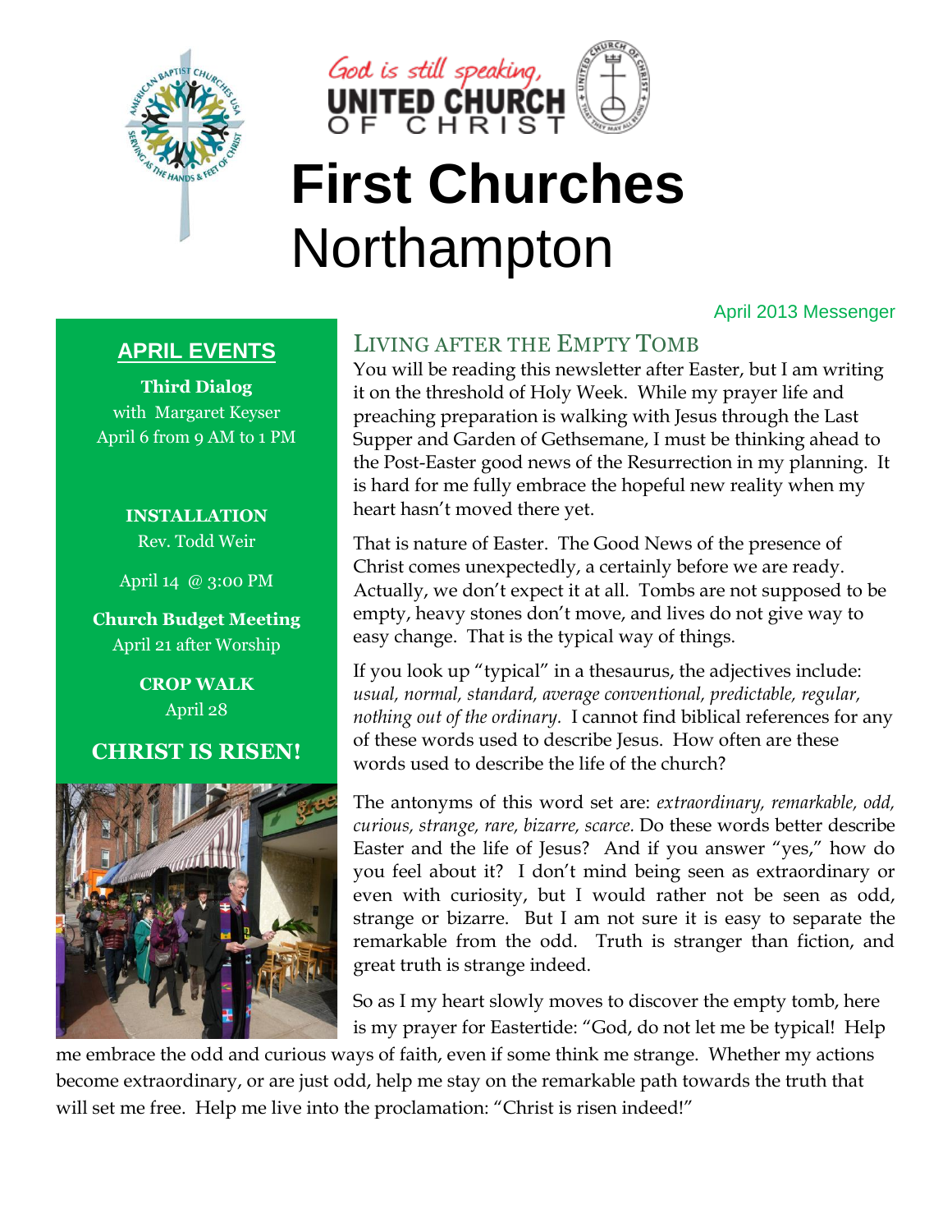God is still speaking,
UNITED CHURCH OF CHRIST

# First Churches Northampton

April 2013 Messenger

## APRIL EVENTS

**Third Dialog**
with Margaret Keyser
April 6 from 9 AM to 1 PM

**INSTALLATION**
Rev. Todd Weir

April 14 @ 3:00 PM

**Church Budget Meeting**
April 21 after Worship

**CROP WALK**
April 28

**CHRIST IS RISEN!**

## LIVING AFTER THE EMPTY TOMB

You will be reading this newsletter after Easter, but I am writing it on the threshold of Holy Week. While my prayer life and preaching preparation is walking with Jesus through the Last Supper and Garden of Gethsemane, I must be thinking ahead to the Post-Easter good news of the Resurrection in my planning. It is hard for me fully embrace the hopeful new reality when my heart hasn't moved there yet.

That is nature of Easter. The Good News of the presence of Christ comes unexpectedly, a certainly before we are ready. Actually, we don't expect it at all. Tombs are not supposed to be empty, heavy stones don't move, and lives do not give way to easy change. That is the typical way of things.

If you look up "typical" in a thesaurus, the adjectives include: *usual, normal, standard, average conventional, predictable, regular, nothing out of the ordinary.* I cannot find biblical references for any of these words used to describe Jesus. How often are these words used to describe the life of the church?

The antonyms of this word set are: *extraordinary, remarkable, odd, curious, strange, rare, bizarre, scarce*. Do these words better describe Easter and the life of Jesus? And if you answer "yes," how do you feel about it? I don't mind being seen as extraordinary or even with curiosity, but I would rather not be seen as odd, strange or bizarre. But I am not sure it is easy to separate the remarkable from the odd. Truth is stranger than fiction, and great truth is strange indeed.

So as I my heart slowly moves to discover the empty tomb, here is my prayer for Eastertide: "God, do not let me be typical! Help me embrace the odd and curious ways of faith, even if some think me strange. Whether my actions become extraordinary, or are just odd, help me stay on the remarkable path towards the truth that will set me free. Help me live into the proclamation: "Christ is risen indeed!"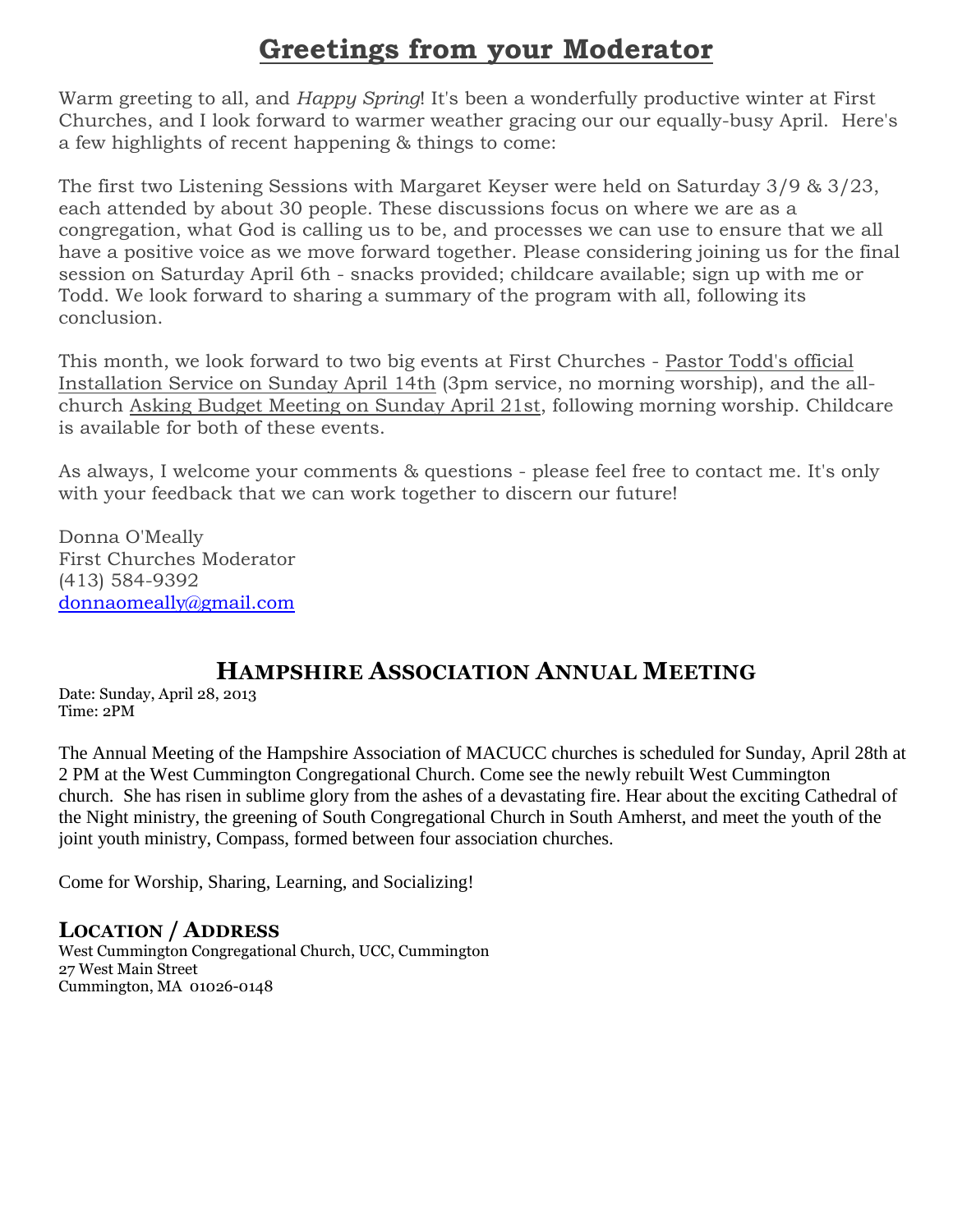# Greetings from your Moderator

Warm greeting to all, and *Happy Spring*! It's been a wonderfully productive winter at First Churches, and I look forward to warmer weather gracing our our equally-busy April. Here's a few highlights of recent happening & things to come:

The first two Listening Sessions with Margaret Keyser were held on Saturday 3/9 & 3/23, each attended by about 30 people. These discussions focus on where we are as a congregation, what God is calling us to be, and processes we can use to ensure that we all have a positive voice as we move forward together. Please considering joining us for the final session on Saturday April 6th - snacks provided; childcare available; sign up with me or Todd. We look forward to sharing a summary of the program with all, following its conclusion.

This month, we look forward to two big events at First Churches - Pastor Todd's official Installation Service on Sunday April 14th (3pm service, no morning worship), and the all-church Asking Budget Meeting on Sunday April 21st, following morning worship. Childcare is available for both of these events.

As always, I welcome your comments & questions - please feel free to contact me. It's only with your feedback that we can work together to discern our future!

Donna O'Meally
First Churches Moderator
(413) 584-9392
donnaomeally@gmail.com

## Hampshire Association Annual Meeting

Date: Sunday, April 28, 2013
Time: 2PM

The Annual Meeting of the Hampshire Association of MACUCC churches is scheduled for Sunday, April 28th at 2 PM at the West Cummington Congregational Church. Come see the newly rebuilt West Cummington church. She has risen in sublime glory from the ashes of a devastating fire. Hear about the exciting Cathedral of the Night ministry, the greening of South Congregational Church in South Amherst, and meet the youth of the joint youth ministry, Compass, formed between four association churches.

Come for Worship, Sharing, Learning, and Socializing!

### Location / Address

West Cummington Congregational Church, UCC, Cummington
27 West Main Street
Cummington, MA 01026-0148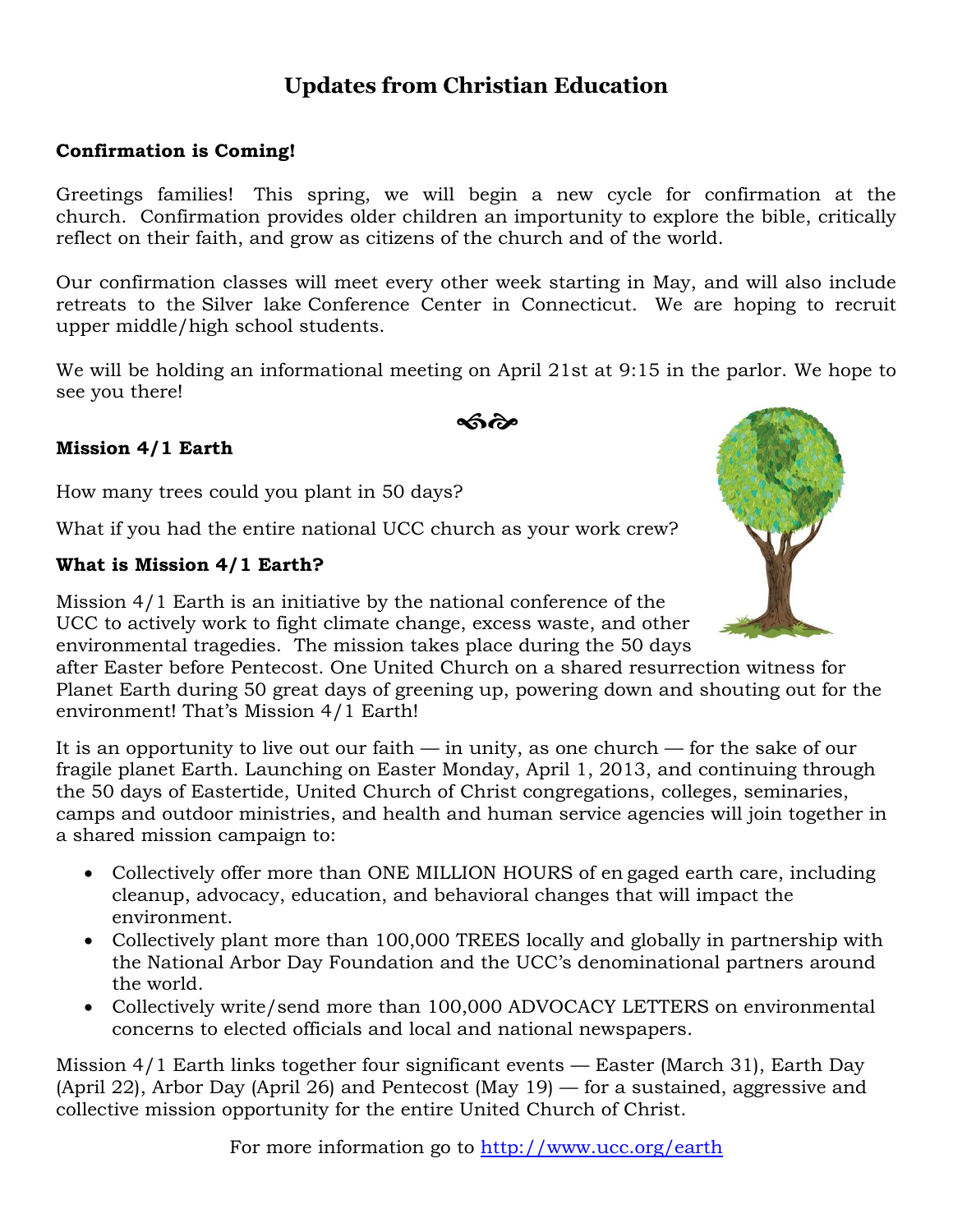# Updates from Christian Education

**Confirmation is Coming!**

Greetings families! This spring, we will begin a new cycle for confirmation at the church. Confirmation provides older children an importunity to explore the bible, critically reflect on their faith, and grow as citizens of the church and of the world.

Our confirmation classes will meet every other week starting in May, and will also include retreats to the Silver lake Conference Center in Connecticut. We are hoping to recruit upper middle/high school students.

We will be holding an informational meeting on April 21st at 9:15 in the parlor. We hope to see you there!

**Mission 4/1 Earth**

How many trees could you plant in 50 days?

What if you had the entire national UCC church as your work crew?

**What is Mission 4/1 Earth?**

Mission 4/1 Earth is an initiative by the national conference of the UCC to actively work to fight climate change, excess waste, and other environmental tragedies. The mission takes place during the 50 days after Easter before Pentecost. One United Church on a shared resurrection witness for Planet Earth during 50 great days of greening up, powering down and shouting out for the environment! That's Mission 4/1 Earth!

It is an opportunity to live out our faith — in unity, as one church — for the sake of our fragile planet Earth. Launching on Easter Monday, April 1, 2013, and continuing through the 50 days of Eastertide, United Church of Christ congregations, colleges, seminaries, camps and outdoor ministries, and health and human service agencies will join together in a shared mission campaign to:

- Collectively offer more than ONE MILLION HOURS of en gaged earth care, including cleanup, advocacy, education, and behavioral changes that will impact the environment.
- Collectively plant more than 100,000 TREES locally and globally in partnership with the National Arbor Day Foundation and the UCC's denominational partners around the world.
- Collectively write/send more than 100,000 ADVOCACY LETTERS on environmental concerns to elected officials and local and national newspapers.

Mission 4/1 Earth links together four significant events — Easter (March 31), Earth Day (April 22), Arbor Day (April 26) and Pentecost (May 19) — for a sustained, aggressive and collective mission opportunity for the entire United Church of Christ.

For more information go to http://www.ucc.org/earth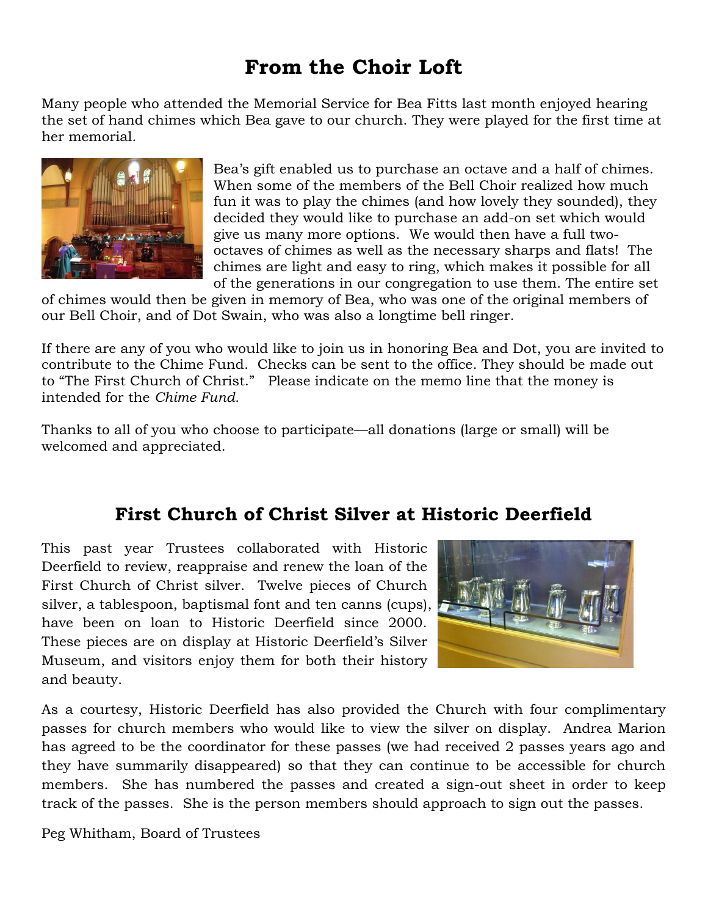## From the Choir Loft

Many people who attended the Memorial Service for Bea Fitts last month enjoyed hearing the set of hand chimes which Bea gave to our church. They were played for the first time at her memorial.

Bea's gift enabled us to purchase an octave and a half of chimes. When some of the members of the Bell Choir realized how much fun it was to play the chimes (and how lovely they sounded), they decided they would like to purchase an add-on set which would give us many more options. We would then have a full two-octaves of chimes as well as the necessary sharps and flats! The chimes are light and easy to ring, which makes it possible for all of the generations in our congregation to use them. The entire set of chimes would then be given in memory of Bea, who was one of the original members of our Bell Choir, and of Dot Swain, who was also a longtime bell ringer.

If there are any of you who would like to join us in honoring Bea and Dot, you are invited to contribute to the Chime Fund. Checks can be sent to the office. They should be made out to "The First Church of Christ." Please indicate on the memo line that the money is intended for the *Chime Fund.*

Thanks to all of you who choose to participate—all donations (large or small) will be welcomed and appreciated.

## First Church of Christ Silver at Historic Deerfield

This past year Trustees collaborated with Historic Deerfield to review, reappraise and renew the loan of the First Church of Christ silver. Twelve pieces of Church silver, a tablespoon, baptismal font and ten canns (cups), have been on loan to Historic Deerfield since 2000. These pieces are on display at Historic Deerfield's Silver Museum, and visitors enjoy them for both their history and beauty.

As a courtesy, Historic Deerfield has also provided the Church with four complimentary passes for church members who would like to view the silver on display. Andrea Marion has agreed to be the coordinator for these passes (we had received 2 passes years ago and they have summarily disappeared) so that they can continue to be accessible for church members. She has numbered the passes and created a sign-out sheet in order to keep track of the passes. She is the person members should approach to sign out the passes.

Peg Whitham, Board of Trustees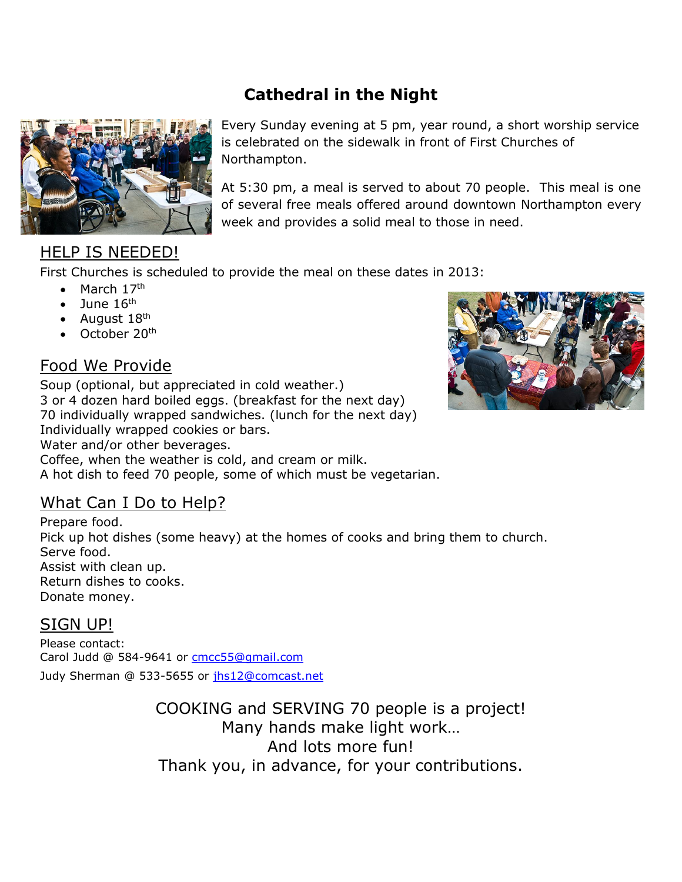# Cathedral in the Night

Every Sunday evening at 5 pm, year round, a short worship service is celebrated on the sidewalk in front of First Churches of Northampton.

At 5:30 pm, a meal is served to about 70 people. This meal is one of several free meals offered around downtown Northampton every week and provides a solid meal to those in need.

## HELP IS NEEDED!

First Churches is scheduled to provide the meal on these dates in 2013:

- March 17th
- June 16th
- August 18th
- October 20th

## Food We Provide

Soup (optional, but appreciated in cold weather.)
3 or 4 dozen hard boiled eggs. (breakfast for the next day)
70 individually wrapped sandwiches. (lunch for the next day)
Individually wrapped cookies or bars.
Water and/or other beverages.
Coffee, when the weather is cold, and cream or milk.
A hot dish to feed 70 people, some of which must be vegetarian.

## What Can I Do to Help?

Prepare food.
Pick up hot dishes (some heavy) at the homes of cooks and bring them to church.
Serve food.
Assist with clean up.
Return dishes to cooks.
Donate money.

## SIGN UP!

Please contact:
Carol Judd @ 584-9641 or cmcc55@gmail.com
Judy Sherman @ 533-5655 or jhs12@comcast.net

COOKING and SERVING 70 people is a project!
Many hands make light work…
And lots more fun!
Thank you, in advance, for your contributions.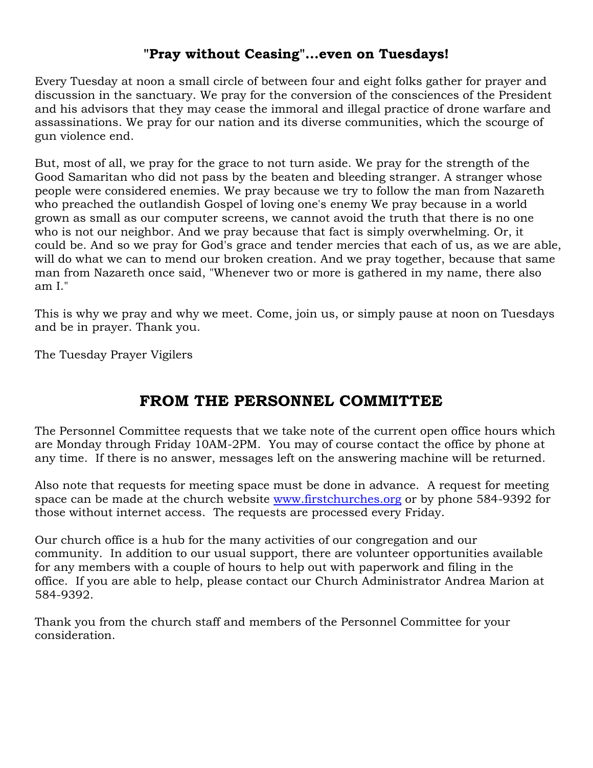## "Pray without Ceasing"...even on Tuesdays!

Every Tuesday at noon a small circle of between four and eight folks gather for prayer and discussion in the sanctuary. We pray for the conversion of the consciences of the President and his advisors that they may cease the immoral and illegal practice of drone warfare and assassinations. We pray for our nation and its diverse communities, which the scourge of gun violence end.

But, most of all, we pray for the grace to not turn aside. We pray for the strength of the Good Samaritan who did not pass by the beaten and bleeding stranger. A stranger whose people were considered enemies. We pray because we try to follow the man from Nazareth who preached the outlandish Gospel of loving one's enemy We pray because in a world grown as small as our computer screens, we cannot avoid the truth that there is no one who is not our neighbor. And we pray because that fact is simply overwhelming. Or, it could be. And so we pray for God's grace and tender mercies that each of us, as we are able, will do what we can to mend our broken creation. And we pray together, because that same man from Nazareth once said, "Whenever two or more is gathered in my name, there also am I."

This is why we pray and why we meet. Come, join us, or simply pause at noon on Tuesdays and be in prayer. Thank you.

The Tuesday Prayer Vigilers

# FROM THE PERSONNEL COMMITTEE

The Personnel Committee requests that we take note of the current open office hours which are Monday through Friday 10AM-2PM. You may of course contact the office by phone at any time. If there is no answer, messages left on the answering machine will be returned.

Also note that requests for meeting space must be done in advance. A request for meeting space can be made at the church website [www.firstchurches.org](http://www.firstchurches.org) or by phone 584-9392 for those without internet access. The requests are processed every Friday.

Our church office is a hub for the many activities of our congregation and our community. In addition to our usual support, there are volunteer opportunities available for any members with a couple of hours to help out with paperwork and filing in the office. If you are able to help, please contact our Church Administrator Andrea Marion at 584-9392.

Thank you from the church staff and members of the Personnel Committee for your consideration.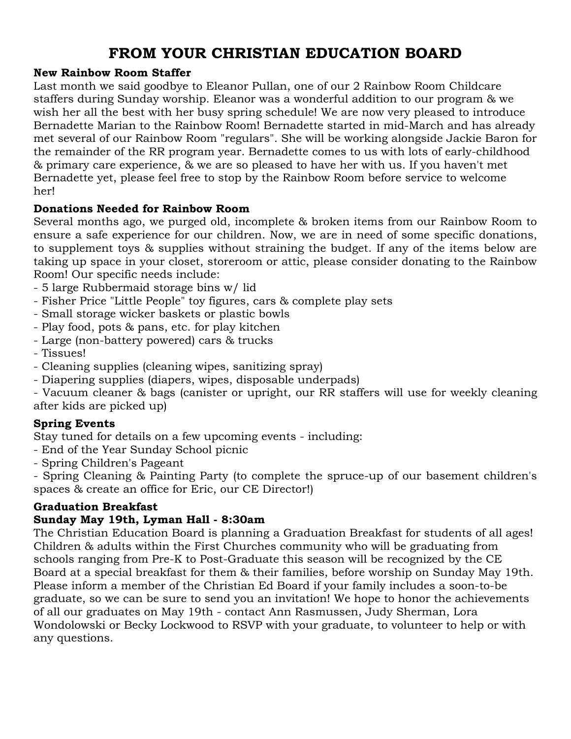# FROM YOUR CHRISTIAN EDUCATION BOARD

**New Rainbow Room Staffer**

Last month we said goodbye to Eleanor Pullan, one of our 2 Rainbow Room Childcare staffers during Sunday worship. Eleanor was a wonderful addition to our program & we wish her all the best with her busy spring schedule! We are now very pleased to introduce Bernadette Marian to the Rainbow Room! Bernadette started in mid-March and has already met several of our Rainbow Room "regulars". She will be working alongside Jackie Baron for the remainder of the RR program year. Bernadette comes to us with lots of early-childhood & primary care experience, & we are so pleased to have her with us. If you haven't met Bernadette yet, please feel free to stop by the Rainbow Room before service to welcome her!

**Donations Needed for Rainbow Room**

Several months ago, we purged old, incomplete & broken items from our Rainbow Room to ensure a safe experience for our children. Now, we are in need of some specific donations, to supplement toys & supplies without straining the budget. If any of the items below are taking up space in your closet, storeroom or attic, please consider donating to the Rainbow Room! Our specific needs include:

- 5 large Rubbermaid storage bins w/ lid
- Fisher Price "Little People" toy figures, cars & complete play sets
- Small storage wicker baskets or plastic bowls
- Play food, pots & pans, etc. for play kitchen
- Large (non-battery powered) cars & trucks
- Tissues!
- Cleaning supplies (cleaning wipes, sanitizing spray)
- Diapering supplies (diapers, wipes, disposable underpads)
- Vacuum cleaner & bags (canister or upright, our RR staffers will use for weekly cleaning after kids are picked up)

**Spring Events**

Stay tuned for details on a few upcoming events - including:

- End of the Year Sunday School picnic
- Spring Children's Pageant
- Spring Cleaning & Painting Party (to complete the spruce-up of our basement children's spaces & create an office for Eric, our CE Director!)

**Graduation Breakfast**

**Sunday May 19th, Lyman Hall - 8:30am**

The Christian Education Board is planning a Graduation Breakfast for students of all ages! Children & adults within the First Churches community who will be graduating from schools ranging from Pre-K to Post-Graduate this season will be recognized by the CE Board at a special breakfast for them & their families, before worship on Sunday May 19th. Please inform a member of the Christian Ed Board if your family includes a soon-to-be graduate, so we can be sure to send you an invitation! We hope to honor the achievements of all our graduates on May 19th - contact Ann Rasmussen, Judy Sherman, Lora Wondolowski or Becky Lockwood to RSVP with your graduate, to volunteer to help or with any questions.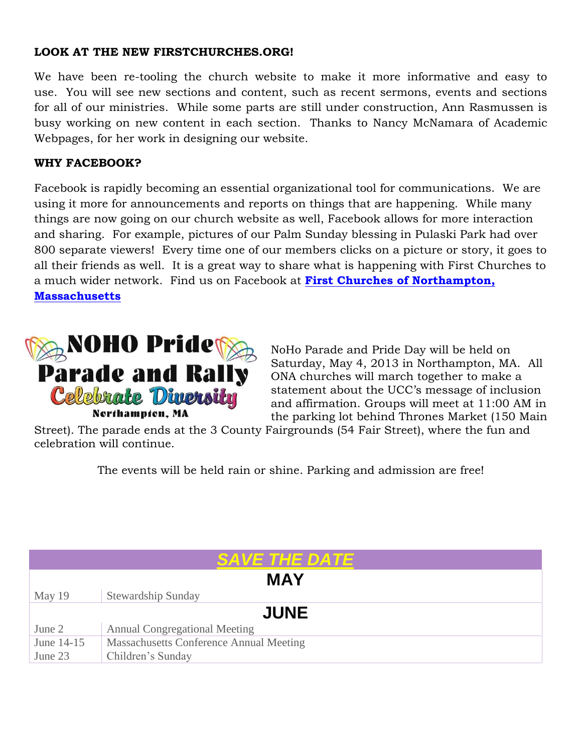**LOOK AT THE NEW FIRSTCHURCHES.ORG!**

We have been re-tooling the church website to make it more informative and easy to use. You will see new sections and content, such as recent sermons, events and sections for all of our ministries. While some parts are still under construction, Ann Rasmussen is busy working on new content in each section. Thanks to Nancy McNamara of Academic Webpages, for her work in designing our website.

**WHY FACEBOOK?**

Facebook is rapidly becoming an essential organizational tool for communications. We are using it more for announcements and reports on things that are happening. While many things are now going on our church website as well, Facebook allows for more interaction and sharing. For example, pictures of our Palm Sunday blessing in Pulaski Park had over 800 separate viewers! Every time one of our members clicks on a picture or story, it goes to all their friends as well. It is a great way to share what is happening with First Churches to a much wider network. Find us on Facebook at **First Churches of Northampton, Massachusetts**

**NOHO Pride Parade and Rally**
*Celebrate Diversity*
Northampton, MA

NoHo Parade and Pride Day will be held on Saturday, May 4, 2013 in Northampton, MA. All ONA churches will march together to make a statement about the UCC's message of inclusion and affirmation. Groups will meet at 11:00 AM in the parking lot behind Thrones Market (150 Main Street). The parade ends at the 3 County Fairgrounds (54 Fair Street), where the fun and celebration will continue.

The events will be held rain or shine. Parking and admission are free!

| ***SAVE THE DATE*** | |
|---|---|
| **MAY** | |
| May 19 | Stewardship Sunday |
| **JUNE** | |
| June 2 | Annual Congregational Meeting |
| June 14-15 | Massachusetts Conference Annual Meeting |
| June 23 | Children's Sunday |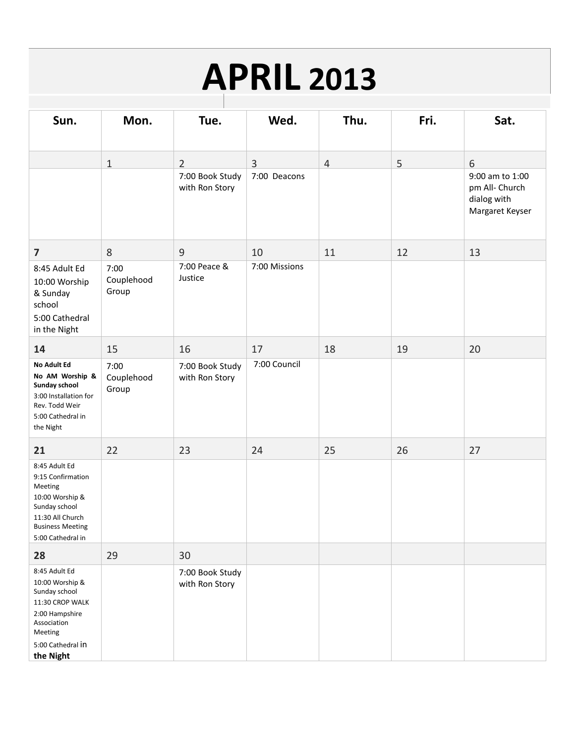# APRIL 2013

| Sun. | Mon. | Tue. | Wed. | Thu. | Fri. | Sat. |
|---|---|---|---|---|---|---|
| | 1 | 2 | 3 | 4 | 5 | 6 |
| | | 7:00 Book Study with Ron Story | 7:00 Deacons | | | 9:00 am to 1:00 pm All- Church dialog with Margaret Keyser |
| **7** | 8 | 9 | 10 | 11 | 12 | 13 |
| 8:45 Adult Ed<br>10:00 Worship & Sunday school<br>5:00 Cathedral in the Night | 7:00 Couplehood Group | 7:00 Peace & Justice | 7:00 Missions | | | |
| **14** | 15 | 16 | 17 | 18 | 19 | 20 |
| **No Adult Ed**<br>**No AM Worship & Sunday school**<br>3:00 Installation for Rev. Todd Weir<br>5:00 Cathedral in the Night | 7:00 Couplehood Group | 7:00 Book Study with Ron Story | 7:00 Council | | | |
| **21** | 22 | 23 | 24 | 25 | 26 | 27 |
| 8:45 Adult Ed<br>9:15 Confirmation Meeting<br>10:00 Worship & Sunday school<br>11:30 All Church Business Meeting<br>5:00 Cathedral in | | | | | | |
| **28** | 29 | 30 | | | | |
| 8:45 Adult Ed<br>10:00 Worship & Sunday school<br>11:30 CROP WALK<br>2:00 Hampshire Association Meeting<br>5:00 Cathedral in **the Night** | | 7:00 Book Study with Ron Story | | | | |